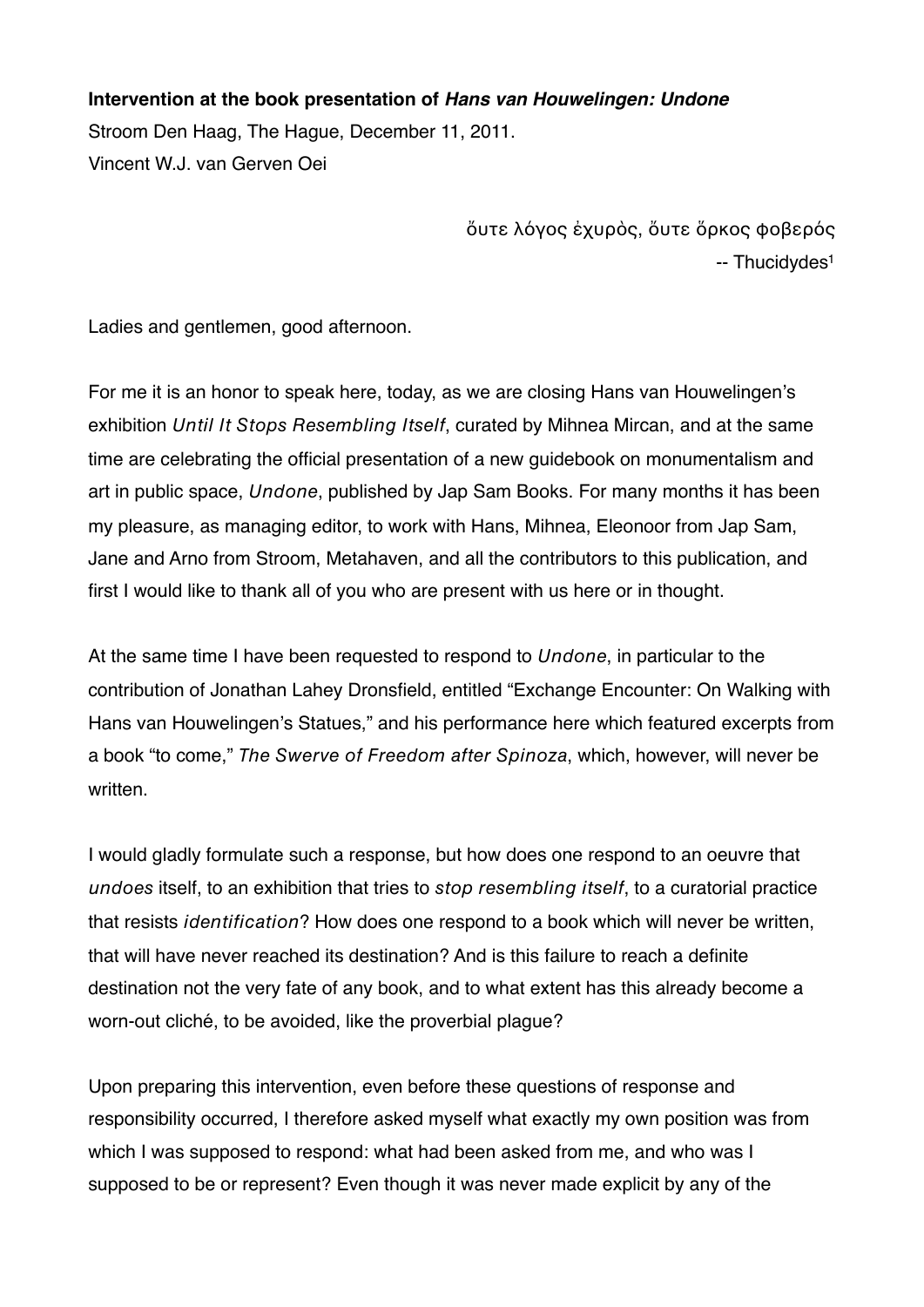**Intervention at the book presentation of *Hans van Houwelingen: Undone***
Stroom Den Haag, The Hague, December 11, 2011.
Vincent W.J. van Gerven Oei

> ὄυτε λόγος ἐχυρὸς, ὄυτε ὅρκος φοβερός
> -- Thucydides[1]

Ladies and gentlemen, good afternoon.

For me it is an honor to speak here, today, as we are closing Hans van Houwelingen's exhibition *Until It Stops Resembling Itself*, curated by Mihnea Mircan, and at the same time are celebrating the official presentation of a new guidebook on monumentalism and art in public space, *Undone*, published by Jap Sam Books. For many months it has been my pleasure, as managing editor, to work with Hans, Mihnea, Eleonoor from Jap Sam, Jane and Arno from Stroom, Metahaven, and all the contributors to this publication, and first I would like to thank all of you who are present with us here or in thought.

At the same time I have been requested to respond to *Undone*, in particular to the contribution of Jonathan Lahey Dronsfield, entitled "Exchange Encounter: On Walking with Hans van Houwelingen's Statues," and his performance here which featured excerpts from a book "to come," *The Swerve of Freedom after Spinoza*, which, however, will never be written.

I would gladly formulate such a response, but how does one respond to an oeuvre that *undoes* itself, to an exhibition that tries to *stop resembling itself*, to a curatorial practice that resists *identification*? How does one respond to a book which will never be written, that will have never reached its destination? And is this failure to reach a definite destination not the very fate of any book, and to what extent has this already become a worn-out cliché, to be avoided, like the proverbial plague?

Upon preparing this intervention, even before these questions of response and responsibility occurred, I therefore asked myself what exactly my own position was from which I was supposed to respond: what had been asked from me, and who was I supposed to be or represent? Even though it was never made explicit by any of the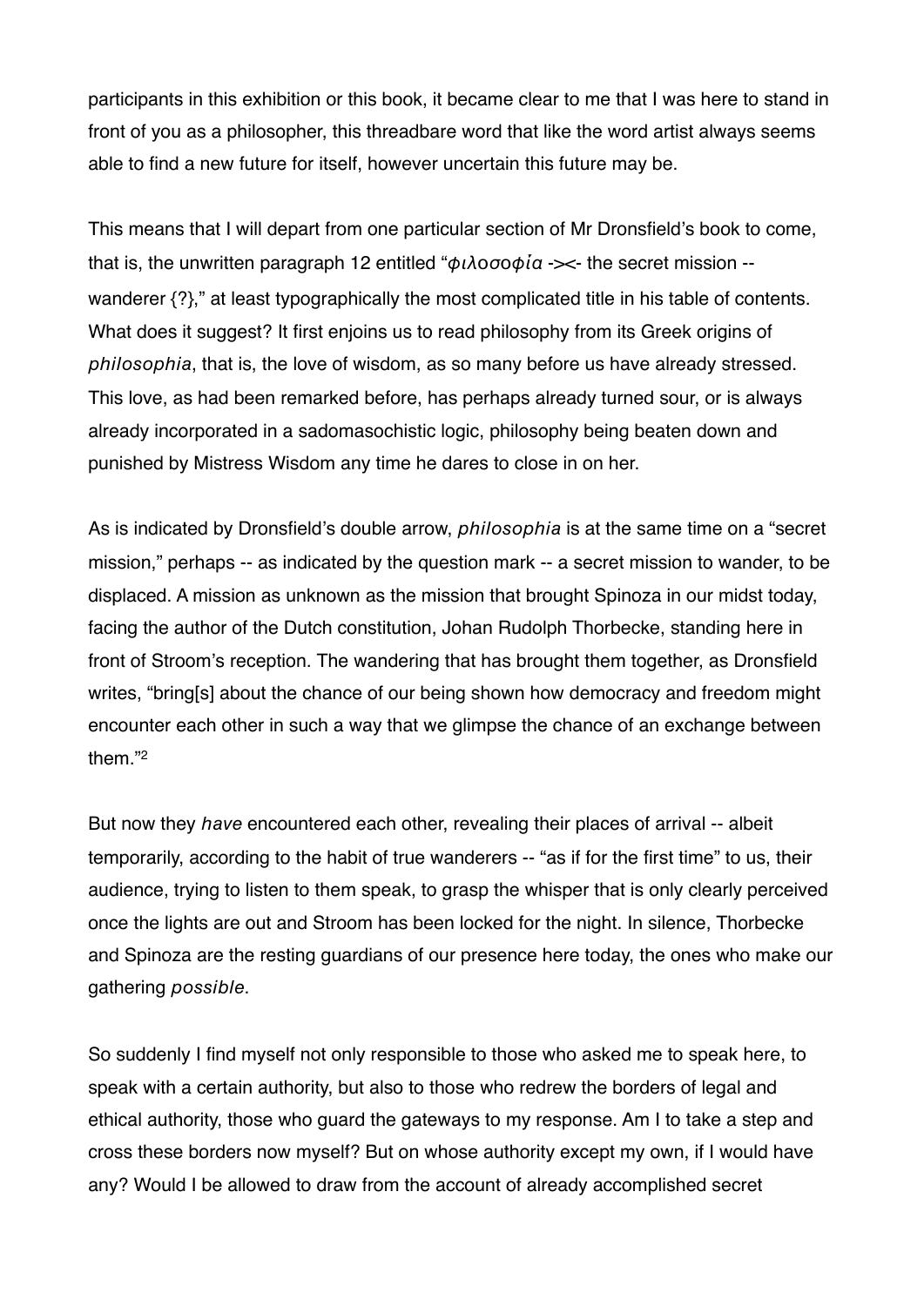participants in this exhibition or this book, it became clear to me that I was here to stand in front of you as a philosopher, this threadbare word that like the word artist always seems able to find a new future for itself, however uncertain this future may be.

This means that I will depart from one particular section of Mr Dronsfield's book to come, that is, the unwritten paragraph 12 entitled "*φιλοσοφία* -><- the secret mission -- wanderer {?}," at least typographically the most complicated title in his table of contents. What does it suggest? It first enjoins us to read philosophy from its Greek origins of *philosophia*, that is, the love of wisdom, as so many before us have already stressed. This love, as had been remarked before, has perhaps already turned sour, or is always already incorporated in a sadomasochistic logic, philosophy being beaten down and punished by Mistress Wisdom any time he dares to close in on her.

As is indicated by Dronsfield's double arrow, *philosophia* is at the same time on a "secret mission," perhaps -- as indicated by the question mark -- a secret mission to wander, to be displaced. A mission as unknown as the mission that brought Spinoza in our midst today, facing the author of the Dutch constitution, Johan Rudolph Thorbecke, standing here in front of Stroom's reception. The wandering that has brought them together, as Dronsfield writes, "bring[s] about the chance of our being shown how democracy and freedom might encounter each other in such a way that we glimpse the chance of an exchange between them."[2]

But now they *have* encountered each other, revealing their places of arrival -- albeit temporarily, according to the habit of true wanderers -- "as if for the first time" to us, their audience, trying to listen to them speak, to grasp the whisper that is only clearly perceived once the lights are out and Stroom has been locked for the night. In silence, Thorbecke and Spinoza are the resting guardians of our presence here today, the ones who make our gathering *possible*.

So suddenly I find myself not only responsible to those who asked me to speak here, to speak with a certain authority, but also to those who redrew the borders of legal and ethical authority, those who guard the gateways to my response. Am I to take a step and cross these borders now myself? But on whose authority except my own, if I would have any? Would I be allowed to draw from the account of already accomplished secret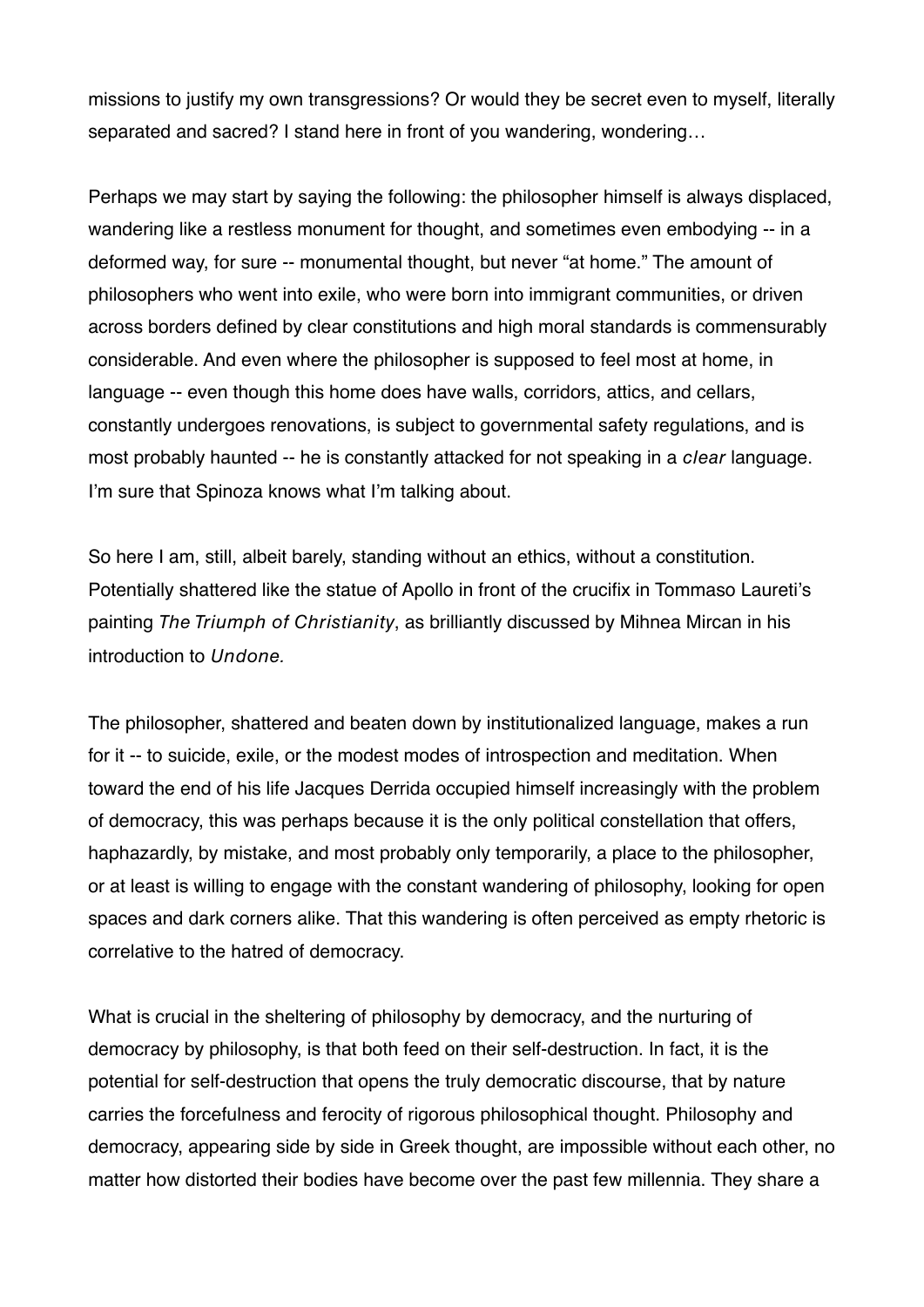missions to justify my own transgressions? Or would they be secret even to myself, literally separated and sacred? I stand here in front of you wandering, wondering…

Perhaps we may start by saying the following: the philosopher himself is always displaced, wandering like a restless monument for thought, and sometimes even embodying -- in a deformed way, for sure -- monumental thought, but never "at home." The amount of philosophers who went into exile, who were born into immigrant communities, or driven across borders defined by clear constitutions and high moral standards is commensurably considerable. And even where the philosopher is supposed to feel most at home, in language -- even though this home does have walls, corridors, attics, and cellars, constantly undergoes renovations, is subject to governmental safety regulations, and is most probably haunted -- he is constantly attacked for not speaking in a *clear* language. I'm sure that Spinoza knows what I'm talking about.

So here I am, still, albeit barely, standing without an ethics, without a constitution. Potentially shattered like the statue of Apollo in front of the crucifix in Tommaso Laureti's painting *The Triumph of Christianity*, as brilliantly discussed by Mihnea Mircan in his introduction to *Undone.*

The philosopher, shattered and beaten down by institutionalized language, makes a run for it -- to suicide, exile, or the modest modes of introspection and meditation. When toward the end of his life Jacques Derrida occupied himself increasingly with the problem of democracy, this was perhaps because it is the only political constellation that offers, haphazardly, by mistake, and most probably only temporarily, a place to the philosopher, or at least is willing to engage with the constant wandering of philosophy, looking for open spaces and dark corners alike. That this wandering is often perceived as empty rhetoric is correlative to the hatred of democracy.

What is crucial in the sheltering of philosophy by democracy, and the nurturing of democracy by philosophy, is that both feed on their self-destruction. In fact, it is the potential for self-destruction that opens the truly democratic discourse, that by nature carries the forcefulness and ferocity of rigorous philosophical thought. Philosophy and democracy, appearing side by side in Greek thought, are impossible without each other, no matter how distorted their bodies have become over the past few millennia. They share a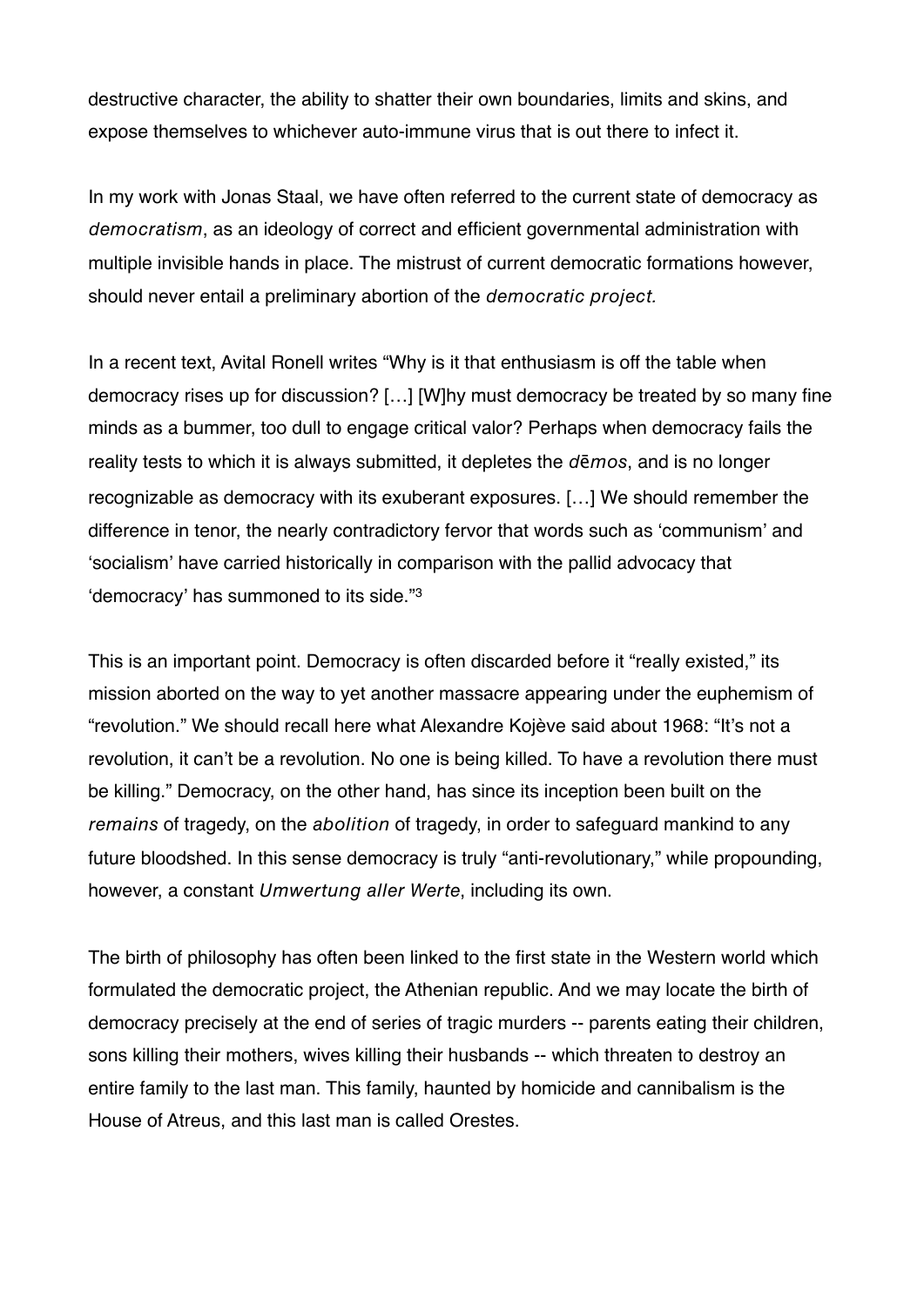destructive character, the ability to shatter their own boundaries, limits and skins, and expose themselves to whichever auto-immune virus that is out there to infect it.

In my work with Jonas Staal, we have often referred to the current state of democracy as *democratism*, as an ideology of correct and efficient governmental administration with multiple invisible hands in place. The mistrust of current democratic formations however, should never entail a preliminary abortion of the *democratic project.*

In a recent text, Avital Ronell writes "Why is it that enthusiasm is off the table when democracy rises up for discussion? […] [W]hy must democracy be treated by so many fine minds as a bummer, too dull to engage critical valor? Perhaps when democracy fails the reality tests to which it is always submitted, it depletes the *dēmos*, and is no longer recognizable as democracy with its exuberant exposures. […] We should remember the difference in tenor, the nearly contradictory fervor that words such as 'communism' and 'socialism' have carried historically in comparison with the pallid advocacy that 'democracy' has summoned to its side."[3]

This is an important point. Democracy is often discarded before it "really existed," its mission aborted on the way to yet another massacre appearing under the euphemism of "revolution." We should recall here what Alexandre Kojève said about 1968: "It's not a revolution, it can't be a revolution. No one is being killed. To have a revolution there must be killing." Democracy, on the other hand, has since its inception been built on the *remains* of tragedy, on the *abolition* of tragedy, in order to safeguard mankind to any future bloodshed. In this sense democracy is truly "anti-revolutionary," while propounding, however, a constant *Umwertung aller Werte*, including its own.

The birth of philosophy has often been linked to the first state in the Western world which formulated the democratic project, the Athenian republic. And we may locate the birth of democracy precisely at the end of series of tragic murders -- parents eating their children, sons killing their mothers, wives killing their husbands -- which threaten to destroy an entire family to the last man. This family, haunted by homicide and cannibalism is the House of Atreus, and this last man is called Orestes.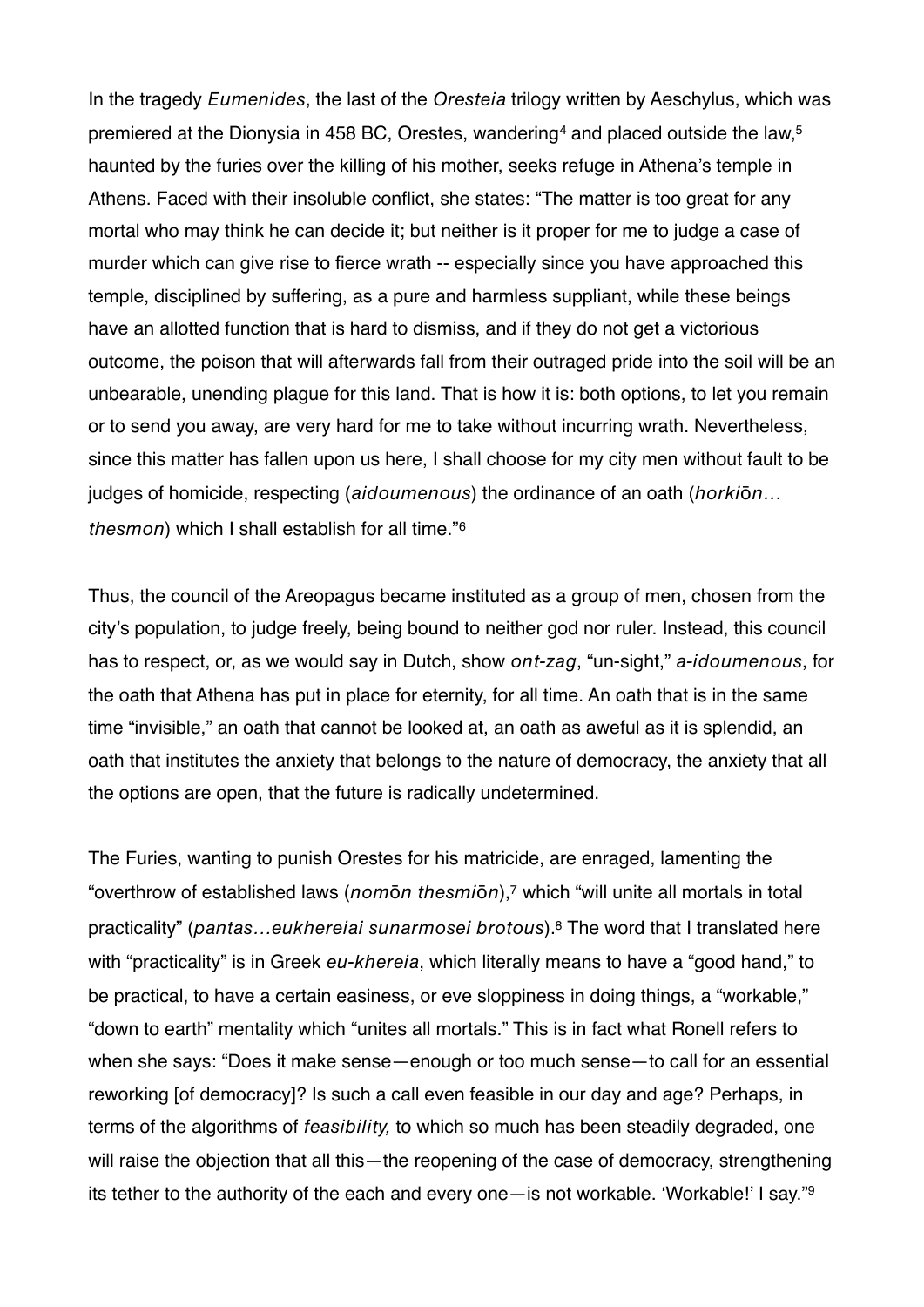In the tragedy *Eumenides*, the last of the *Oresteia* trilogy written by Aeschylus, which was premiered at the Dionysia in 458 BC, Orestes, wandering[4] and placed outside the law,[5] haunted by the furies over the killing of his mother, seeks refuge in Athena's temple in Athens. Faced with their insoluble conflict, she states: "The matter is too great for any mortal who may think he can decide it; but neither is it proper for me to judge a case of murder which can give rise to fierce wrath -- especially since you have approached this temple, disciplined by suffering, as a pure and harmless suppliant, while these beings have an allotted function that is hard to dismiss, and if they do not get a victorious outcome, the poison that will afterwards fall from their outraged pride into the soil will be an unbearable, unending plague for this land. That is how it is: both options, to let you remain or to send you away, are very hard for me to take without incurring wrath. Nevertheless, since this matter has fallen upon us here, I shall choose for my city men without fault to be judges of homicide, respecting (*aidoumenous*) the ordinance of an oath (*horkiōn… thesmon*) which I shall establish for all time."[6]

Thus, the council of the Areopagus became instituted as a group of men, chosen from the city's population, to judge freely, being bound to neither god nor ruler. Instead, this council has to respect, or, as we would say in Dutch, show *ont-zag*, "un-sight," *a-idoumenous*, for the oath that Athena has put in place for eternity, for all time. An oath that is in the same time "invisible," an oath that cannot be looked at, an oath as aweful as it is splendid, an oath that institutes the anxiety that belongs to the nature of democracy, the anxiety that all the options are open, that the future is radically undetermined.

The Furies, wanting to punish Orestes for his matricide, are enraged, lamenting the "overthrow of established laws (*nomōn thesmiōn*),[7] which "will unite all mortals in total practicality" (*pantas…eukhereiai sunarmosei brotous*).[8] The word that I translated here with "practicality" is in Greek *eu-khereia*, which literally means to have a "good hand," to be practical, to have a certain easiness, or eve sloppiness in doing things, a "workable," "down to earth" mentality which "unites all mortals." This is in fact what Ronell refers to when she says: "Does it make sense—enough or too much sense—to call for an essential reworking [of democracy]? Is such a call even feasible in our day and age? Perhaps, in terms of the algorithms of *feasibility,* to which so much has been steadily degraded, one will raise the objection that all this—the reopening of the case of democracy, strengthening its tether to the authority of the each and every one—is not workable. 'Workable!' I say."[9]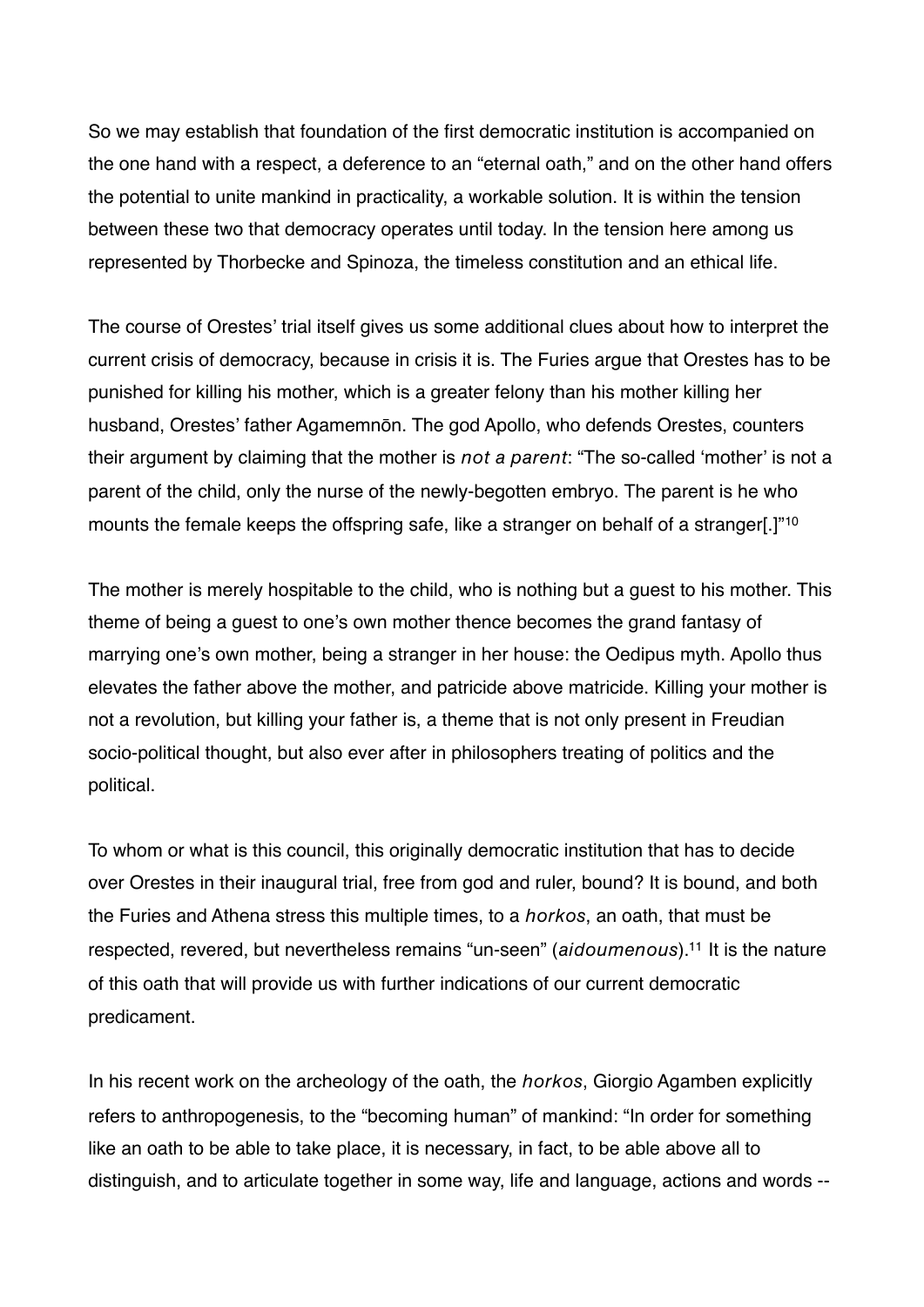So we may establish that foundation of the first democratic institution is accompanied on the one hand with a respect, a deference to an "eternal oath," and on the other hand offers the potential to unite mankind in practicality, a workable solution. It is within the tension between these two that democracy operates until today. In the tension here among us represented by Thorbecke and Spinoza, the timeless constitution and an ethical life.

The course of Orestes' trial itself gives us some additional clues about how to interpret the current crisis of democracy, because in crisis it is. The Furies argue that Orestes has to be punished for killing his mother, which is a greater felony than his mother killing her husband, Orestes' father Agamemnōn. The god Apollo, who defends Orestes, counters their argument by claiming that the mother is *not a parent*: "The so-called 'mother' is not a parent of the child, only the nurse of the newly-begotten embryo. The parent is he who mounts the female keeps the offspring safe, like a stranger on behalf of a stranger[.]"[10]

The mother is merely hospitable to the child, who is nothing but a guest to his mother. This theme of being a guest to one's own mother thence becomes the grand fantasy of marrying one's own mother, being a stranger in her house: the Oedipus myth. Apollo thus elevates the father above the mother, and patricide above matricide. Killing your mother is not a revolution, but killing your father is, a theme that is not only present in Freudian socio-political thought, but also ever after in philosophers treating of politics and the political.

To whom or what is this council, this originally democratic institution that has to decide over Orestes in their inaugural trial, free from god and ruler, bound? It is bound, and both the Furies and Athena stress this multiple times, to a *horkos*, an oath, that must be respected, revered, but nevertheless remains "un-seen" (*aidoumenous*).[11] It is the nature of this oath that will provide us with further indications of our current democratic predicament.

In his recent work on the archeology of the oath, the *horkos*, Giorgio Agamben explicitly refers to anthropogenesis, to the "becoming human" of mankind: "In order for something like an oath to be able to take place, it is necessary, in fact, to be able above all to distinguish, and to articulate together in some way, life and language, actions and words --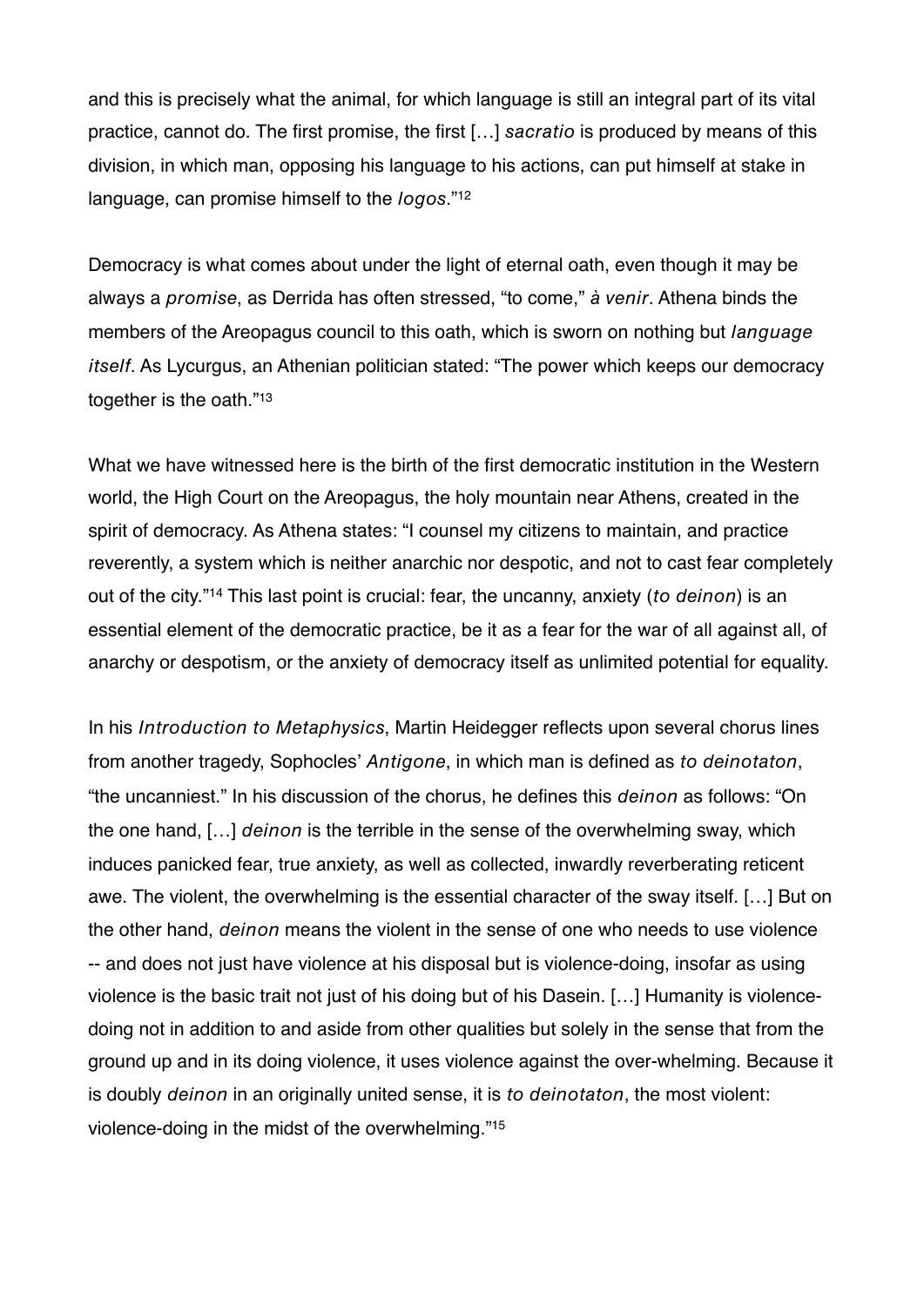and this is precisely what the animal, for which language is still an integral part of its vital practice, cannot do. The first promise, the first […] *sacratio* is produced by means of this division, in which man, opposing his language to his actions, can put himself at stake in language, can promise himself to the *logos*."[12]

Democracy is what comes about under the light of eternal oath, even though it may be always a *promise*, as Derrida has often stressed, "to come," *à venir*. Athena binds the members of the Areopagus council to this oath, which is sworn on nothing but *language itself*. As Lycurgus, an Athenian politician stated: "The power which keeps our democracy together is the oath."[13]

What we have witnessed here is the birth of the first democratic institution in the Western world, the High Court on the Areopagus, the holy mountain near Athens, created in the spirit of democracy. As Athena states: "I counsel my citizens to maintain, and practice reverently, a system which is neither anarchic nor despotic, and not to cast fear completely out of the city."[14] This last point is crucial: fear, the uncanny, anxiety (*to deinon*) is an essential element of the democratic practice, be it as a fear for the war of all against all, of anarchy or despotism, or the anxiety of democracy itself as unlimited potential for equality.

In his *Introduction to Metaphysics*, Martin Heidegger reflects upon several chorus lines from another tragedy, Sophocles' *Antigone*, in which man is defined as *to deinotaton*, "the uncanniest." In his discussion of the chorus, he defines this *deinon* as follows: "On the one hand, […] *deinon* is the terrible in the sense of the overwhelming sway, which induces panicked fear, true anxiety, as well as collected, inwardly reverberating reticent awe. The violent, the overwhelming is the essential character of the sway itself. […] But on the other hand, *deinon* means the violent in the sense of one who needs to use violence -- and does not just have violence at his disposal but is violence-doing, insofar as using violence is the basic trait not just of his doing but of his Dasein. […] Humanity is violence-doing not in addition to and aside from other qualities but solely in the sense that from the ground up and in its doing violence, it uses violence against the over-whelming. Because it is doubly *deinon* in an originally united sense, it is *to deinotaton*, the most violent: violence-doing in the midst of the overwhelming."[15]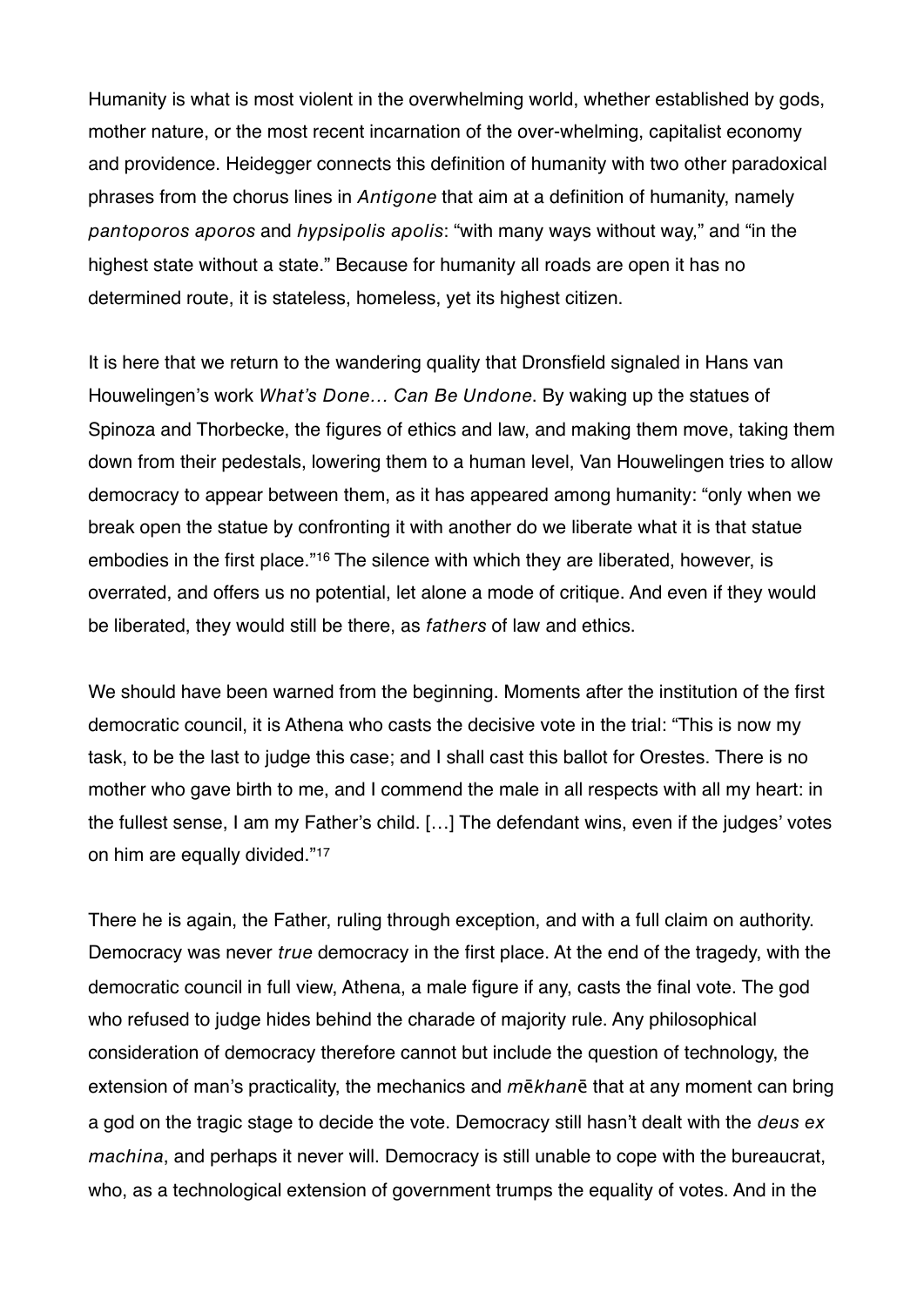Humanity is what is most violent in the overwhelming world, whether established by gods, mother nature, or the most recent incarnation of the over-whelming, capitalist economy and providence. Heidegger connects this definition of humanity with two other paradoxical phrases from the chorus lines in *Antigone* that aim at a definition of humanity, namely *pantoporos aporos* and *hypsipolis apolis*: "with many ways without way," and "in the highest state without a state." Because for humanity all roads are open it has no determined route, it is stateless, homeless, yet its highest citizen.

It is here that we return to the wandering quality that Dronsfield signaled in Hans van Houwelingen's work *What's Done… Can Be Undone*. By waking up the statues of Spinoza and Thorbecke, the figures of ethics and law, and making them move, taking them down from their pedestals, lowering them to a human level, Van Houwelingen tries to allow democracy to appear between them, as it has appeared among humanity: "only when we break open the statue by confronting it with another do we liberate what it is that statue embodies in the first place."[16] The silence with which they are liberated, however, is overrated, and offers us no potential, let alone a mode of critique. And even if they would be liberated, they would still be there, as *fathers* of law and ethics.

We should have been warned from the beginning. Moments after the institution of the first democratic council, it is Athena who casts the decisive vote in the trial: "This is now my task, to be the last to judge this case; and I shall cast this ballot for Orestes. There is no mother who gave birth to me, and I commend the male in all respects with all my heart: in the fullest sense, I am my Father's child. […] The defendant wins, even if the judges' votes on him are equally divided."[17]

There he is again, the Father, ruling through exception, and with a full claim on authority. Democracy was never *true* democracy in the first place. At the end of the tragedy, with the democratic council in full view, Athena, a male figure if any, casts the final vote. The god who refused to judge hides behind the charade of majority rule. Any philosophical consideration of democracy therefore cannot but include the question of technology, the extension of man's practicality, the mechanics and *mēkhanē* that at any moment can bring a god on the tragic stage to decide the vote. Democracy still hasn't dealt with the *deus ex machina*, and perhaps it never will. Democracy is still unable to cope with the bureaucrat, who, as a technological extension of government trumps the equality of votes. And in the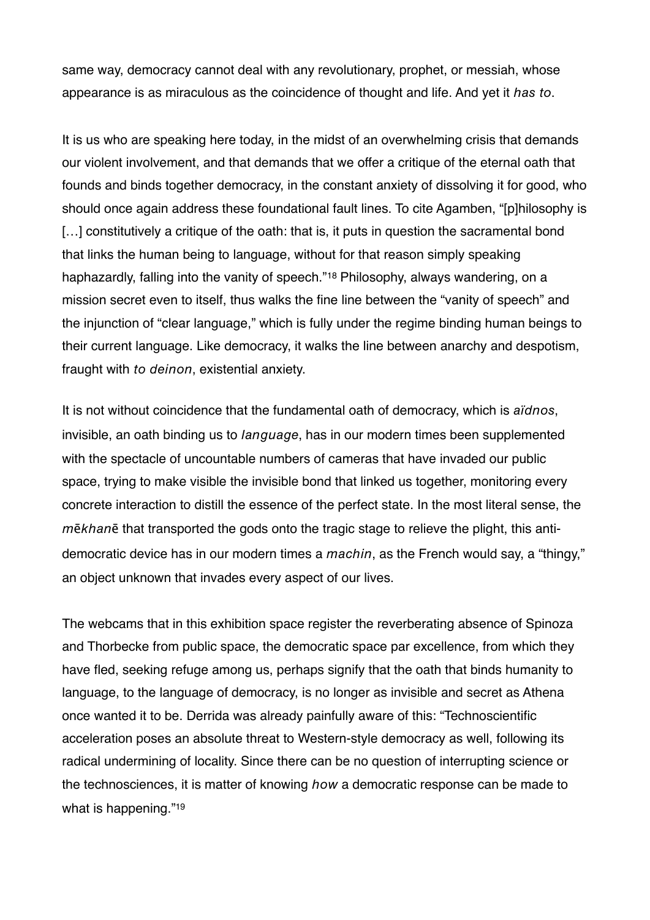same way, democracy cannot deal with any revolutionary, prophet, or messiah, whose appearance is as miraculous as the coincidence of thought and life. And yet it *has to*.

It is us who are speaking here today, in the midst of an overwhelming crisis that demands our violent involvement, and that demands that we offer a critique of the eternal oath that founds and binds together democracy, in the constant anxiety of dissolving it for good, who should once again address these foundational fault lines. To cite Agamben, "[p]hilosophy is […] constitutively a critique of the oath: that is, it puts in question the sacramental bond that links the human being to language, without for that reason simply speaking haphazardly, falling into the vanity of speech."[18] Philosophy, always wandering, on a mission secret even to itself, thus walks the fine line between the "vanity of speech" and the injunction of "clear language," which is fully under the regime binding human beings to their current language. Like democracy, it walks the line between anarchy and despotism, fraught with *to deinon*, existential anxiety.

It is not without coincidence that the fundamental oath of democracy, which is *aïdnos*, invisible, an oath binding us to *language*, has in our modern times been supplemented with the spectacle of uncountable numbers of cameras that have invaded our public space, trying to make visible the invisible bond that linked us together, monitoring every concrete interaction to distill the essence of the perfect state. In the most literal sense, the *mēkhanē* that transported the gods onto the tragic stage to relieve the plight, this anti-democratic device has in our modern times a *machin*, as the French would say, a "thingy," an object unknown that invades every aspect of our lives.

The webcams that in this exhibition space register the reverberating absence of Spinoza and Thorbecke from public space, the democratic space par excellence, from which they have fled, seeking refuge among us, perhaps signify that the oath that binds humanity to language, to the language of democracy, is no longer as invisible and secret as Athena once wanted it to be. Derrida was already painfully aware of this: "Technoscientific acceleration poses an absolute threat to Western-style democracy as well, following its radical undermining of locality. Since there can be no question of interrupting science or the technosciences, it is matter of knowing *how* a democratic response can be made to what is happening."[19]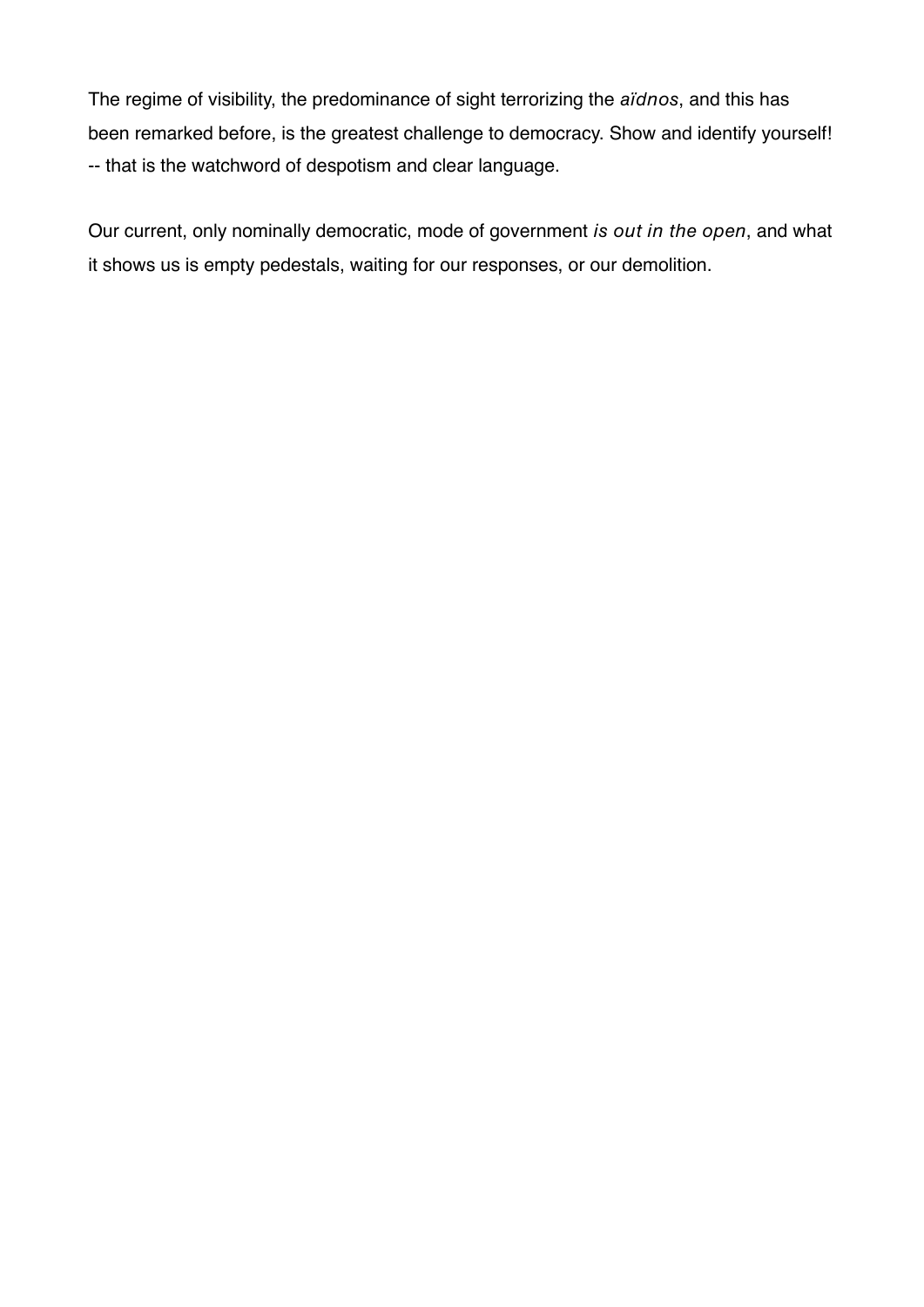The regime of visibility, the predominance of sight terrorizing the *aïdnos*, and this has been remarked before, is the greatest challenge to democracy. Show and identify yourself! -- that is the watchword of despotism and clear language.

Our current, only nominally democratic, mode of government *is out in the open*, and what it shows us is empty pedestals, waiting for our responses, or our demolition.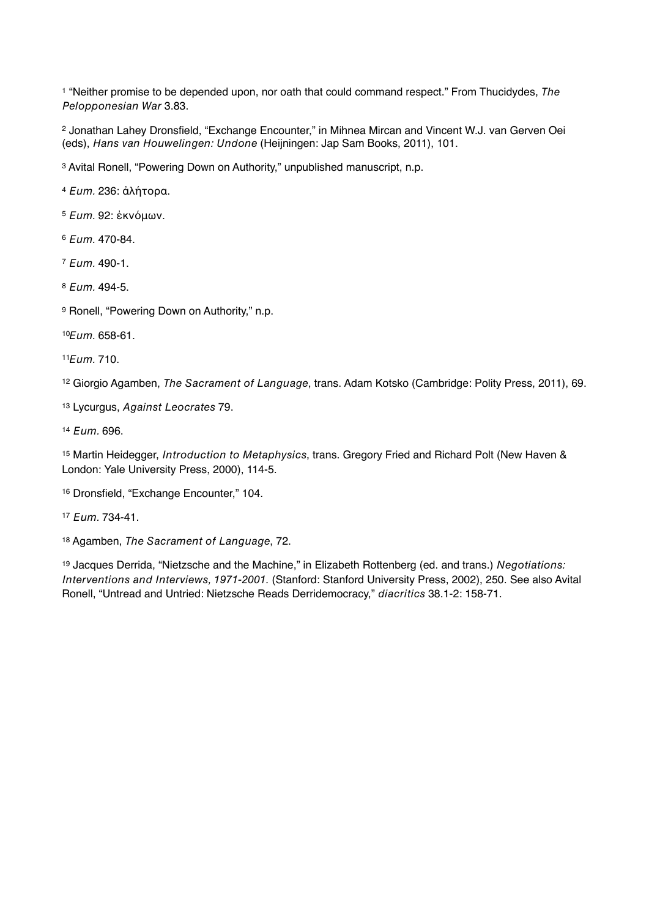[1] "Neither promise to be depended upon, nor oath that could command respect." From Thucidydes, *The Pelopponesian War* 3.83.

[2] Jonathan Lahey Dronsfield, "Exchange Encounter," in Mihnea Mircan and Vincent W.J. van Gerven Oei (eds), *Hans van Houwelingen: Undone* (Heijningen: Jap Sam Books, 2011), 101.

[3] Avital Ronell, "Powering Down on Authority," unpublished manuscript, n.p.

[4] *Eum.* 236: ἀλήτορα.

[5] *Eum.* 92: ἐκνόμων.

[6] *Eum.* 470-84.

[7] *Eum.* 490-1.

[8] *Eum.* 494-5.

[9] Ronell, "Powering Down on Authority," n.p.

[10] *Eum.* 658-61.

[11] *Eum.* 710.

[12] Giorgio Agamben, *The Sacrament of Language*, trans. Adam Kotsko (Cambridge: Polity Press, 2011), 69.

[13] Lycurgus, *Against Leocrates* 79.

[14] *Eum.* 696.

[15] Martin Heidegger, *Introduction to Metaphysics*, trans. Gregory Fried and Richard Polt (New Haven & London: Yale University Press, 2000), 114-5.

[16] Dronsfield, "Exchange Encounter," 104.

[17] *Eum.* 734-41.

[18] Agamben, *The Sacrament of Language*, 72.

[19] Jacques Derrida, "Nietzsche and the Machine," in Elizabeth Rottenberg (ed. and trans.) *Negotiations: Interventions and Interviews, 1971-2001.* (Stanford: Stanford University Press, 2002), 250. See also Avital Ronell, "Untread and Untried: Nietzsche Reads Derridemocracy," *diacritics* 38.1-2: 158-71.